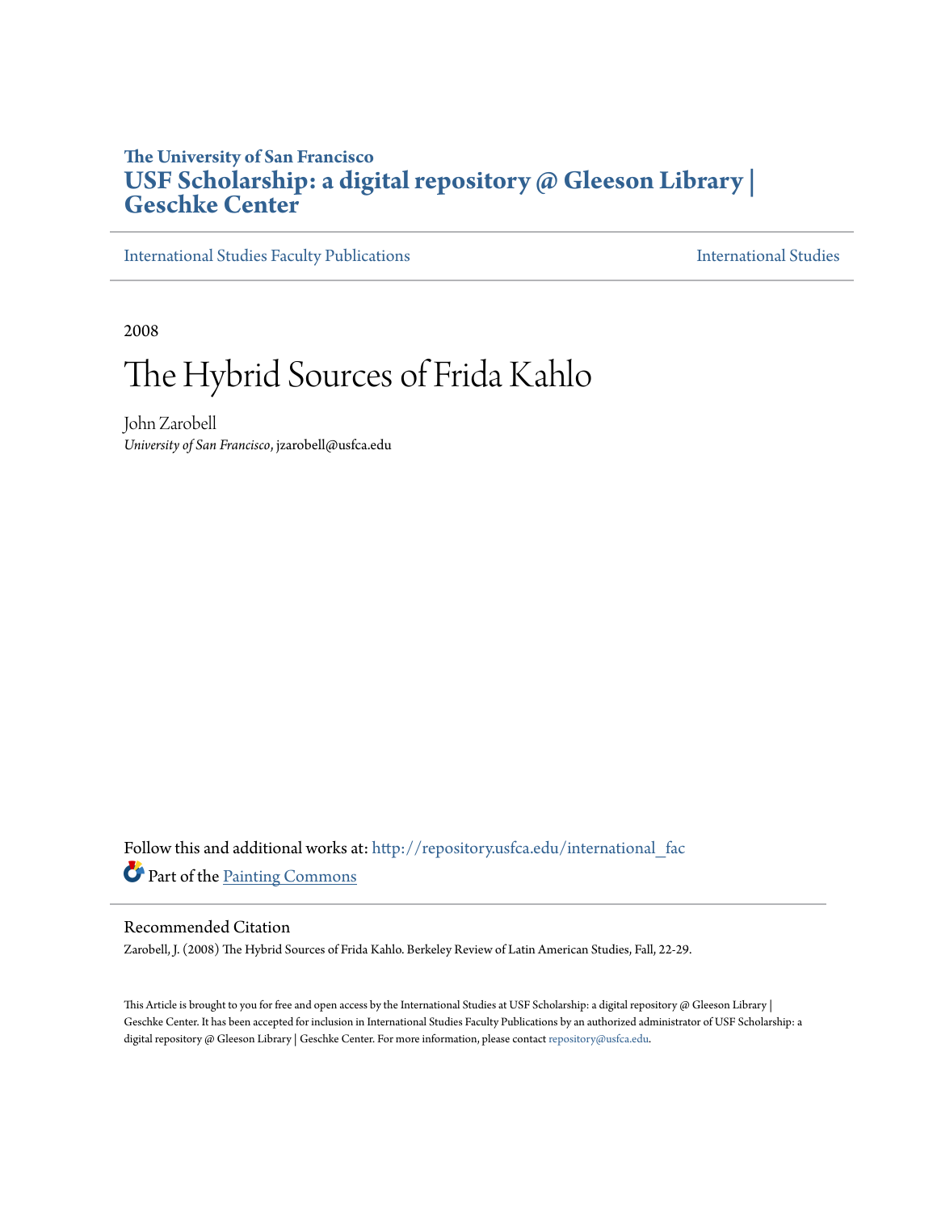**The University of San Francisco**

**USF Scholarship: a digital repository @ Gleeson Library | Geschke Center**

International Studies Faculty Publications | International Studies

2008

# The Hybrid Sources of Frida Kahlo

John Zarobell

*University of San Francisco*, jzarobell@usfca.edu

Follow this and additional works at: http://repository.usfca.edu/international_fac

Part of the Painting Commons

## Recommended Citation

Zarobell, J. (2008) The Hybrid Sources of Frida Kahlo. Berkeley Review of Latin American Studies, Fall, 22-29.

This Article is brought to you for free and open access by the International Studies at USF Scholarship: a digital repository @ Gleeson Library | Geschke Center. It has been accepted for inclusion in International Studies Faculty Publications by an authorized administrator of USF Scholarship: a digital repository @ Gleeson Library | Geschke Center. For more information, please contact repository@usfca.edu.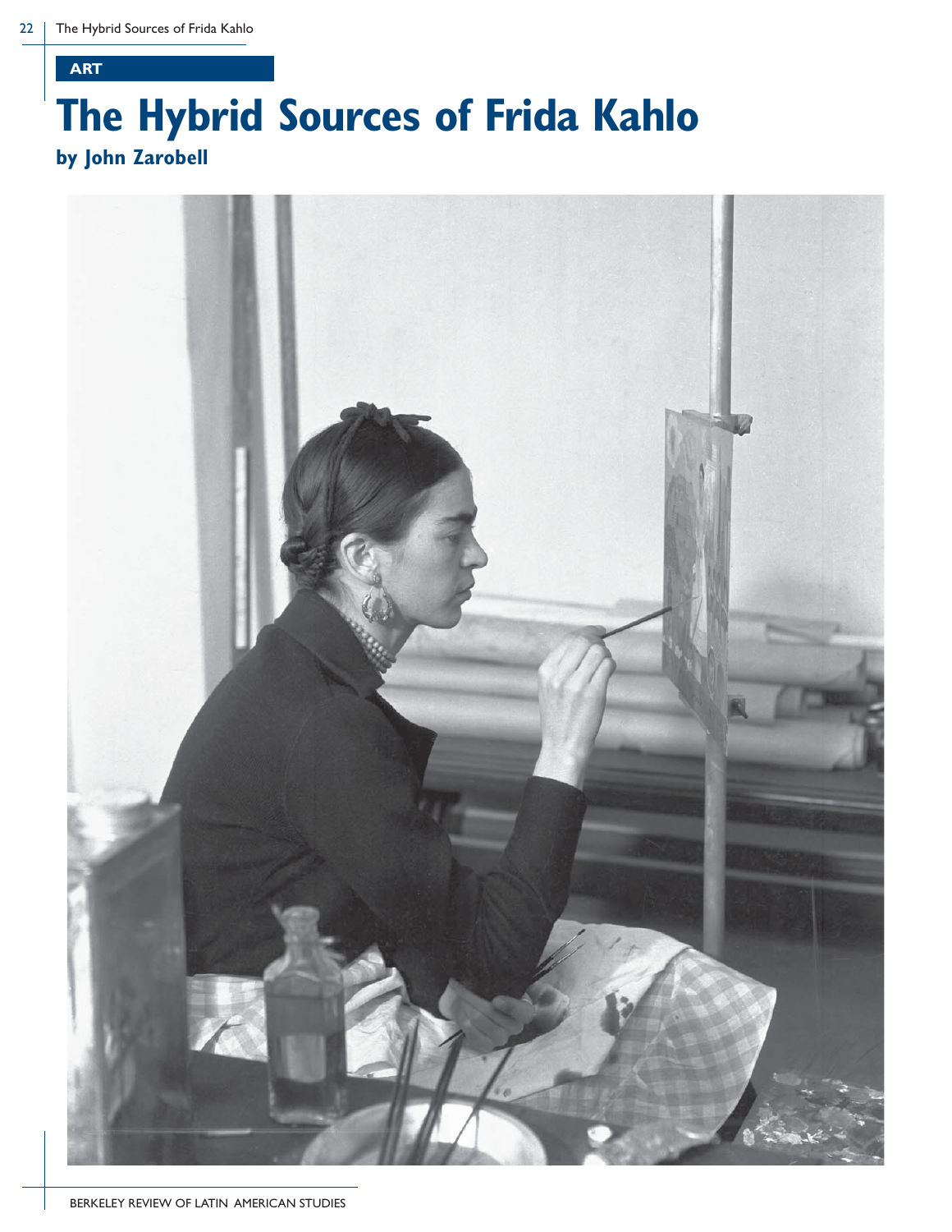**ART**

# The Hybrid Sources of Frida Kahlo

**by John Zarobell**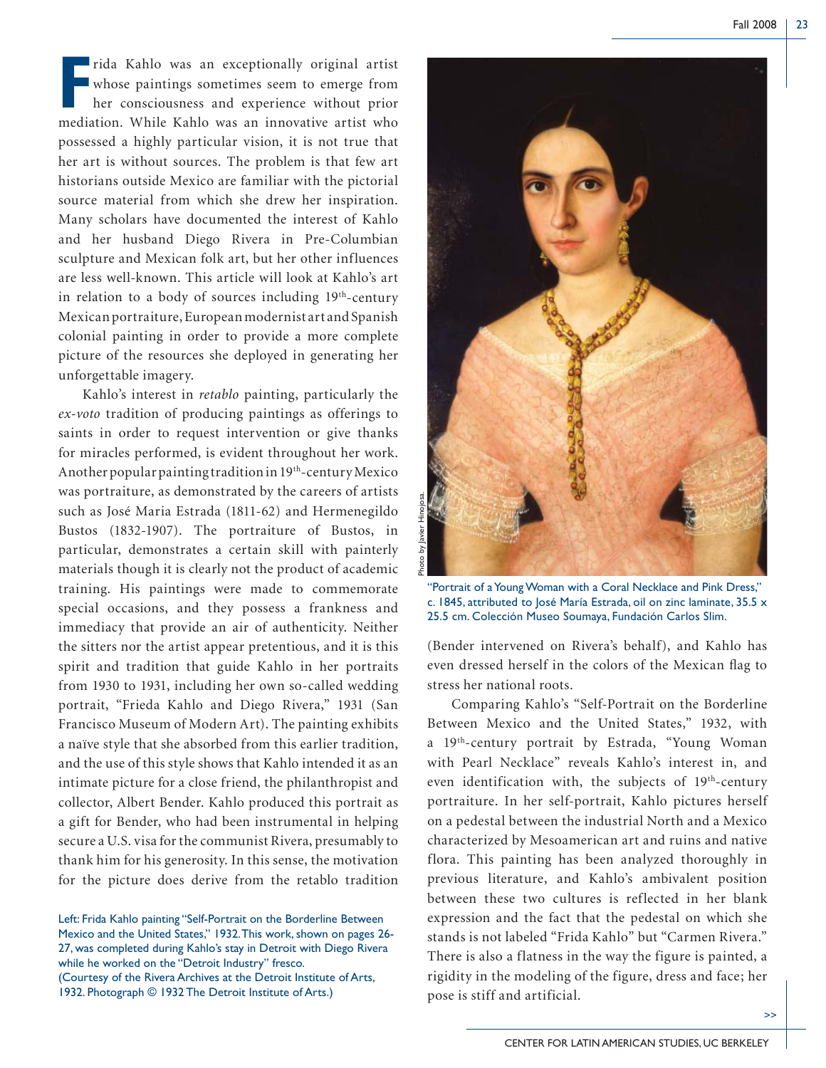Frida Kahlo was an exceptionally original artist whose paintings sometimes seem to emerge from her consciousness and experience without prior mediation. While Kahlo was an innovative artist who possessed a highly particular vision, it is not true that her art is without sources. The problem is that few art historians outside Mexico are familiar with the pictorial source material from which she drew her inspiration. Many scholars have documented the interest of Kahlo and her husband Diego Rivera in Pre-Columbian sculpture and Mexican folk art, but her other influences are less well-known. This article will look at Kahlo's art in relation to a body of sources including 19th-century Mexican portraiture, European modernist art and Spanish colonial painting in order to provide a more complete picture of the resources she deployed in generating her unforgettable imagery.

Kahlo's interest in *retablo* painting, particularly the *ex-voto* tradition of producing paintings as offerings to saints in order to request intervention or give thanks for miracles performed, is evident throughout her work. Another popular painting tradition in 19th-century Mexico was portraiture, as demonstrated by the careers of artists such as José Maria Estrada (1811-62) and Hermenegildo Bustos (1832-1907). The portraiture of Bustos, in particular, demonstrates a certain skill with painterly materials though it is clearly not the product of academic training. His paintings were made to commemorate special occasions, and they possess a frankness and immediacy that provide an air of authenticity. Neither the sitters nor the artist appear pretentious, and it is this spirit and tradition that guide Kahlo in her portraits from 1930 to 1931, including her own so-called wedding portrait, "Frieda Kahlo and Diego Rivera," 1931 (San Francisco Museum of Modern Art). The painting exhibits a naïve style that she absorbed from this earlier tradition, and the use of this style shows that Kahlo intended it as an intimate picture for a close friend, the philanthropist and collector, Albert Bender. Kahlo produced this portrait as a gift for Bender, who had been instrumental in helping secure a U.S. visa for the communist Rivera, presumably to thank him for his generosity. In this sense, the motivation for the picture does derive from the retablo tradition (Bender intervened on Rivera's behalf), and Kahlo has even dressed herself in the colors of the Mexican flag to stress her national roots.

Left: Frida Kahlo painting "Self-Portrait on the Borderline Between Mexico and the United States," 1932. This work, shown on pages 26-27, was completed during Kahlo's stay in Detroit with Diego Rivera while he worked on the "Detroit Industry" fresco. (Courtesy of the Rivera Archives at the Detroit Institute of Arts, 1932. Photograph © 1932 The Detroit Institute of Arts.)

Photo by Javier Hinojosa.

"Portrait of a Young Woman with a Coral Necklace and Pink Dress," c. 1845, attributed to José María Estrada, oil on zinc laminate, 35.5 x 25.5 cm. Colección Museo Soumaya, Fundación Carlos Slim.

Comparing Kahlo's "Self-Portrait on the Borderline Between Mexico and the United States," 1932, with a 19th-century portrait by Estrada, "Young Woman with Pearl Necklace" reveals Kahlo's interest in, and even identification with, the subjects of 19th-century portraiture. In her self-portrait, Kahlo pictures herself on a pedestal between the industrial North and a Mexico characterized by Mesoamerican art and ruins and native flora. This painting has been analyzed thoroughly in previous literature, and Kahlo's ambivalent position between these two cultures is reflected in her blank expression and the fact that the pedestal on which she stands is not labeled "Frida Kahlo" but "Carmen Rivera." There is also a flatness in the way the figure is painted, a rigidity in the modeling of the figure, dress and face; her pose is stiff and artificial.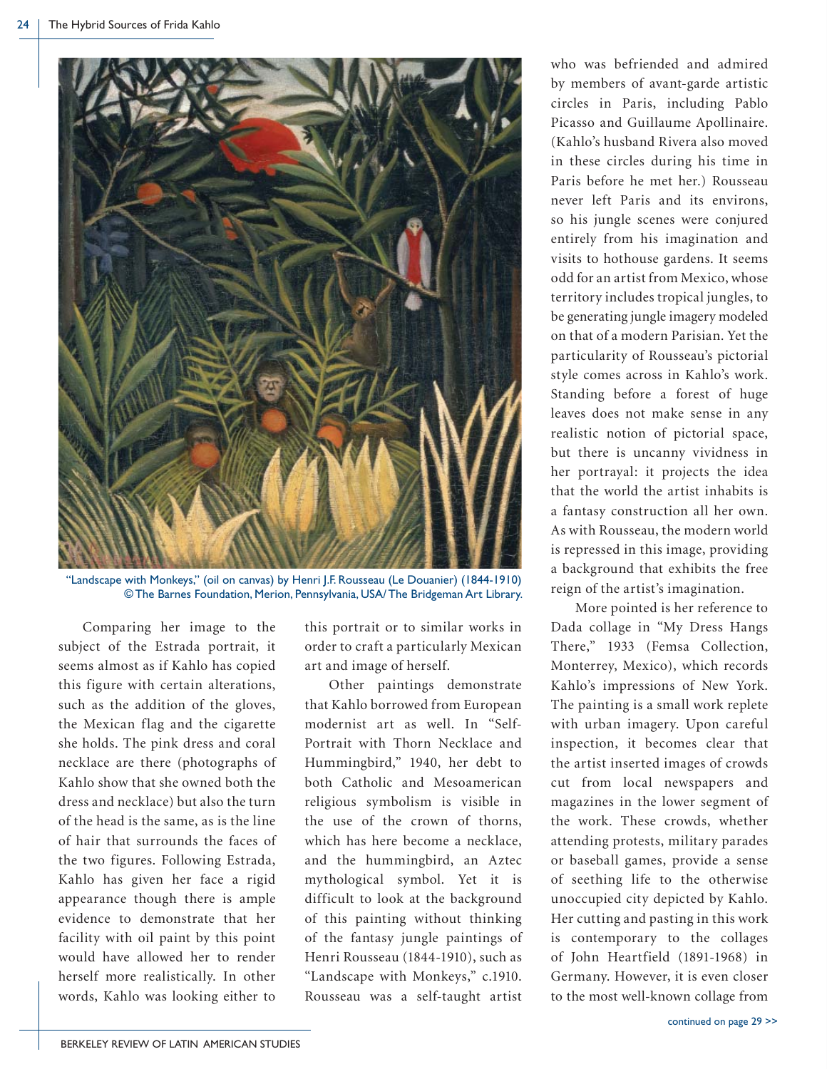"Landscape with Monkeys," (oil on canvas) by Henri J.F. Rousseau (Le Douanier) (1844-1910) © The Barnes Foundation, Merion, Pennsylvania, USA/ The Bridgeman Art Library.

Comparing her image to the subject of the Estrada portrait, it seems almost as if Kahlo has copied this figure with certain alterations, such as the addition of the gloves, the Mexican flag and the cigarette she holds. The pink dress and coral necklace are there (photographs of Kahlo show that she owned both the dress and necklace) but also the turn of the head is the same, as is the line of hair that surrounds the faces of the two figures. Following Estrada, Kahlo has given her face a rigid appearance though there is ample evidence to demonstrate that her facility with oil paint by this point would have allowed her to render herself more realistically. In other words, Kahlo was looking either to this portrait or to similar works in order to craft a particularly Mexican art and image of herself.

Other paintings demonstrate that Kahlo borrowed from European modernist art as well. In "Self-Portrait with Thorn Necklace and Hummingbird," 1940, her debt to both Catholic and Mesoamerican religious symbolism is visible in the use of the crown of thorns, which has here become a necklace, and the hummingbird, an Aztec mythological symbol. Yet it is difficult to look at the background of this painting without thinking of the fantasy jungle paintings of Henri Rousseau (1844-1910), such as "Landscape with Monkeys," c.1910. Rousseau was a self-taught artist who was befriended and admired by members of avant-garde artistic circles in Paris, including Pablo Picasso and Guillaume Apollinaire. (Kahlo's husband Rivera also moved in these circles during his time in Paris before he met her.) Rousseau never left Paris and its environs, so his jungle scenes were conjured entirely from his imagination and visits to hothouse gardens. It seems odd for an artist from Mexico, whose territory includes tropical jungles, to be generating jungle imagery modeled on that of a modern Parisian. Yet the particularity of Rousseau's pictorial style comes across in Kahlo's work. Standing before a forest of huge leaves does not make sense in any realistic notion of pictorial space, but there is uncanny vividness in her portrayal: it projects the idea that the world the artist inhabits is a fantasy construction all her own. As with Rousseau, the modern world is repressed in this image, providing a background that exhibits the free reign of the artist's imagination.

More pointed is her reference to Dada collage in "My Dress Hangs There," 1933 (Femsa Collection, Monterrey, Mexico), which records Kahlo's impressions of New York. The painting is a small work replete with urban imagery. Upon careful inspection, it becomes clear that the artist inserted images of crowds cut from local newspapers and magazines in the lower segment of the work. These crowds, whether attending protests, military parades or baseball games, provide a sense of seething life to the otherwise unoccupied city depicted by Kahlo. Her cutting and pasting in this work is contemporary to the collages of John Heartfield (1891-1968) in Germany. However, it is even closer to the most well-known collage from

continued on page 29 >>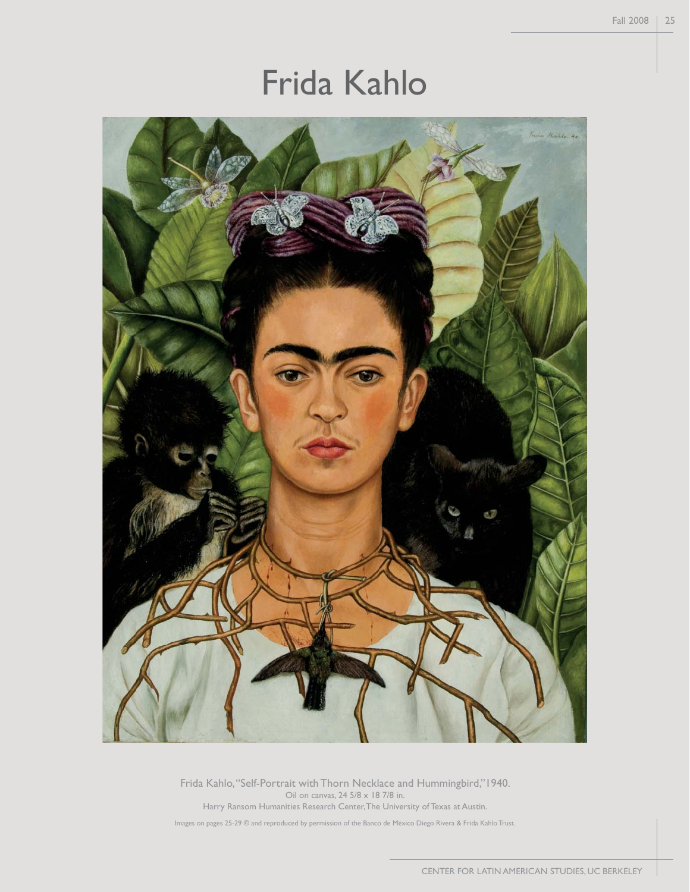# Frida Kahlo

Frida Kahlo, "Self-Portrait with Thorn Necklace and Hummingbird," 1940.
Oil on canvas, 24 5/8 x 18 7/8 in.
Harry Ransom Humanities Research Center, The University of Texas at Austin.

Images on pages 25-29 © and reproduced by permission of the Banco de México Diego Rivera & Frida Kahlo Trust.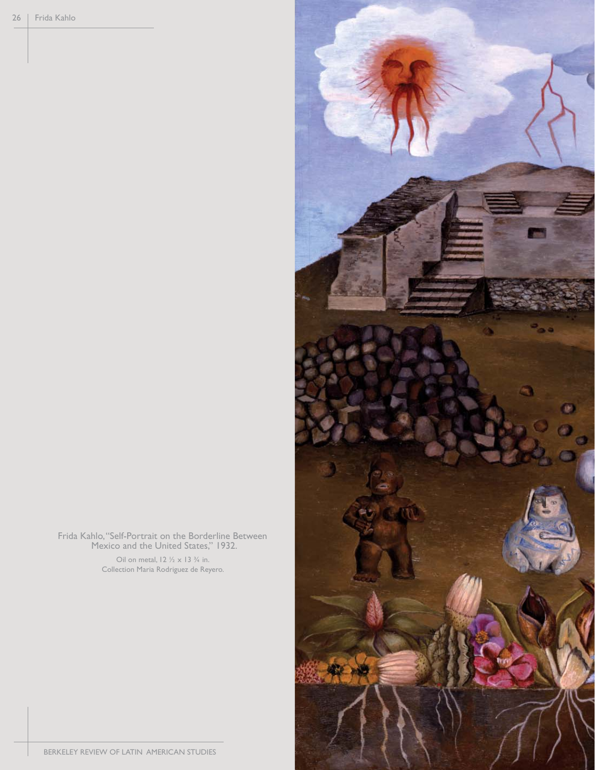Frida Kahlo, "Self-Portrait on the Borderline Between Mexico and the United States," 1932.

Oil on metal, 12 ½ x 13 ¾ in.
Collection Maria Rodriguez de Reyero.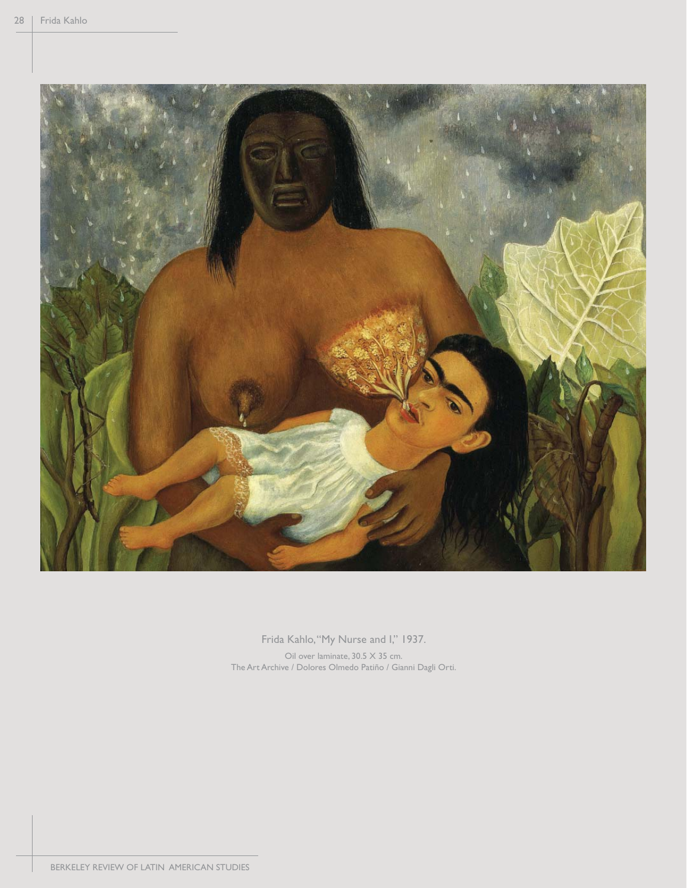Frida Kahlo, "My Nurse and I," 1937.

Oil over laminate, 30.5 X 35 cm.
The Art Archive / Dolores Olmedo Patiño / Gianni Dagli Orti.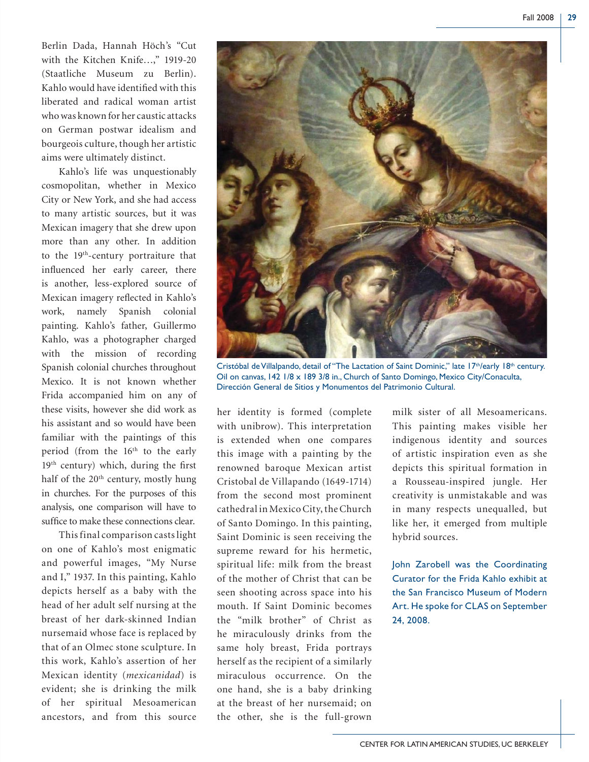Berlin Dada, Hannah Höch's "Cut with the Kitchen Knife…," 1919-20 (Staatliche Museum zu Berlin). Kahlo would have identified with this liberated and radical woman artist who was known for her caustic attacks on German postwar idealism and bourgeois culture, though her artistic aims were ultimately distinct.

Kahlo's life was unquestionably cosmopolitan, whether in Mexico City or New York, and she had access to many artistic sources, but it was Mexican imagery that she drew upon more than any other. In addition to the 19th-century portraiture that influenced her early career, there is another, less-explored source of Mexican imagery reflected in Kahlo's work, namely Spanish colonial painting. Kahlo's father, Guillermo Kahlo, was a photographer charged with the mission of recording Spanish colonial churches throughout Mexico. It is not known whether Frida accompanied him on any of these visits, however she did work as his assistant and so would have been familiar with the paintings of this period (from the 16th to the early 19th century) which, during the first half of the 20th century, mostly hung in churches. For the purposes of this analysis, one comparison will have to suffice to make these connections clear.

This final comparison casts light on one of Kahlo's most enigmatic and powerful images, "My Nurse and I," 1937. In this painting, Kahlo depicts herself as a baby with the head of her adult self nursing at the breast of her dark-skinned Indian nursemaid whose face is replaced by that of an Olmec stone sculpture. In this work, Kahlo's assertion of her Mexican identity (*mexicanidad*) is evident; she is drinking the milk of her spiritual Mesoamerican ancestors, and from this source her identity is formed (complete with unibrow). This interpretation is extended when one compares this image with a painting by the renowned baroque Mexican artist Cristobal de Villapando (1649-1714) from the second most prominent cathedral in Mexico City, the Church of Santo Domingo. In this painting, Saint Dominic is seen receiving the supreme reward for his hermetic, spiritual life: milk from the breast of the mother of Christ that can be seen shooting across space into his mouth. If Saint Dominic becomes the "milk brother" of Christ as he miraculously drinks from the same holy breast, Frida portrays herself as the recipient of a similarly miraculous occurrence. On the one hand, she is a baby drinking at the breast of her nursemaid; on the other, she is the full-grown milk sister of all Mesoamericans. This painting makes visible her indigenous identity and sources of artistic inspiration even as she depicts this spiritual formation in a Rousseau-inspired jungle. Her creativity is unmistakable and was in many respects unequalled, but like her, it emerged from multiple hybrid sources.

Cristóbal de Villalpando, detail of "The Lactation of Saint Dominic," late 17th/early 18th century. Oil on canvas, 142 1/8 x 189 3/8 in., Church of Santo Domingo, Mexico City/Conaculta, Dirección General de Sitios y Monumentos del Patrimonio Cultural.

John Zarobell was the Coordinating Curator for the Frida Kahlo exhibit at the San Francisco Museum of Modern Art. He spoke for CLAS on September 24, 2008.